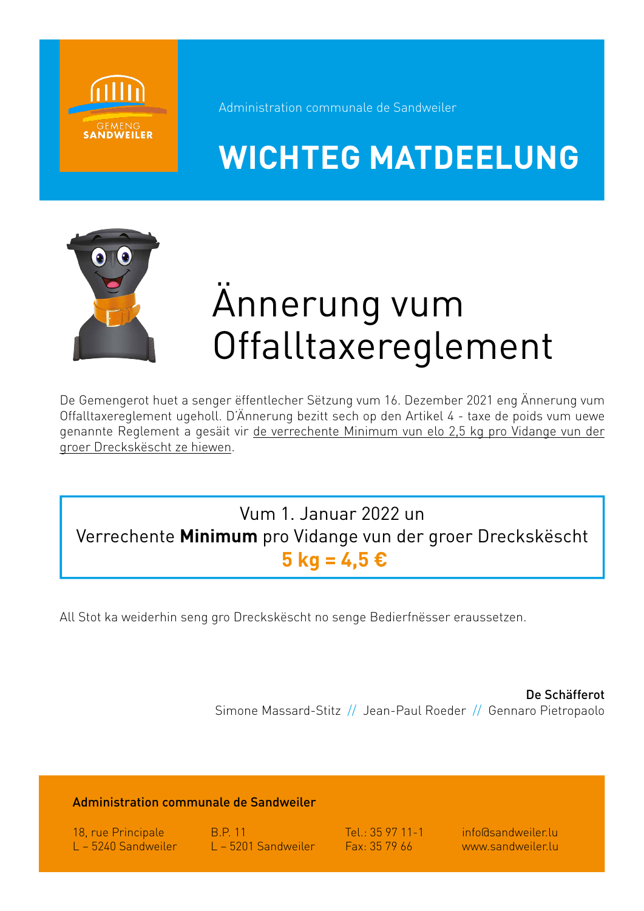Administration communale de Sandweiler

# WICHTEG MATDEELUNG

## Ännerung vum Offalltaxereglement

De Gemengerot huet a senger ëffentlecher Sëtzung vum 16. Dezember 2021 eng Ännerung vum Offalltaxereglement ugeholl. D'Ännerung bezitt sech op den Artikel 4 - taxe de poids vum uewe genannte Reglement a gesäit vir de verrechente Minimum vun elo 2,5 kg pro Vidange vun der groer Dreckskëscht ze hiewen.

Vum 1. Januar 2022 un
Verrechente **Minimum** pro Vidange vun der groer Dreckskëscht
**5 kg = 4,5 €**

All Stot ka weiderhin seng gro Dreckskëscht no senge Bedierfnësser eraussetzen.

**De Schäfferot**
Simone Massard-Stitz // Jean-Paul Roeder // Gennaro Pietropaolo

**Administration communale de Sandweiler**

18, rue Principale
L – 5240 Sandweiler

B.P. 11
L – 5201 Sandweiler

Tel.: 35 97 11-1
Fax: 35 79 66

info@sandweiler.lu
www.sandweiler.lu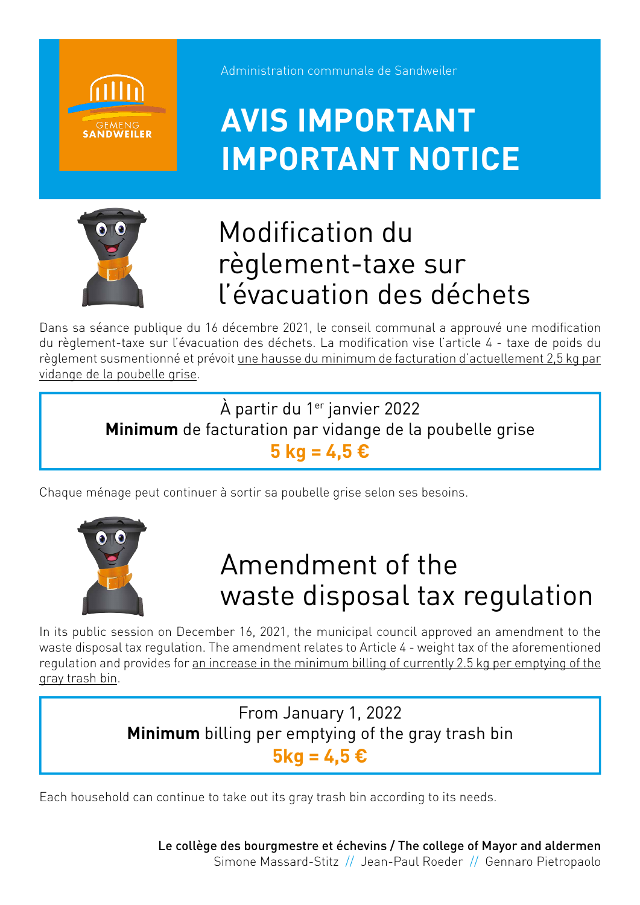GEMENG SANDWEILER

Administration communale de Sandweiler

# AVIS IMPORTANT
# IMPORTANT NOTICE

## Modification du règlement-taxe sur l'évacuation des déchets

Dans sa séance publique du 16 décembre 2021, le conseil communal a approuvé une modification du règlement-taxe sur l'évacuation des déchets. La modification vise l'article 4 - taxe de poids du règlement susmentionné et prévoit une hausse du minimum de facturation d'actuellement 2,5 kg par vidange de la poubelle grise.

À partir du 1er janvier 2022
**Minimum** de facturation par vidange de la poubelle grise
**5 kg = 4,5 €**

Chaque ménage peut continuer à sortir sa poubelle grise selon ses besoins.

## Amendment of the waste disposal tax regulation

In its public session on December 16, 2021, the municipal council approved an amendment to the waste disposal tax regulation. The amendment relates to Article 4 - weight tax of the aforementioned regulation and provides for an increase in the minimum billing of currently 2.5 kg per emptying of the gray trash bin.

From January 1, 2022
**Minimum** billing per emptying of the gray trash bin
**5kg = 4,5 €**

Each household can continue to take out its gray trash bin according to its needs.

Le collège des bourgmestre et échevins / The college of Mayor and aldermen
Simone Massard-Stitz // Jean-Paul Roeder // Gennaro Pietropaolo